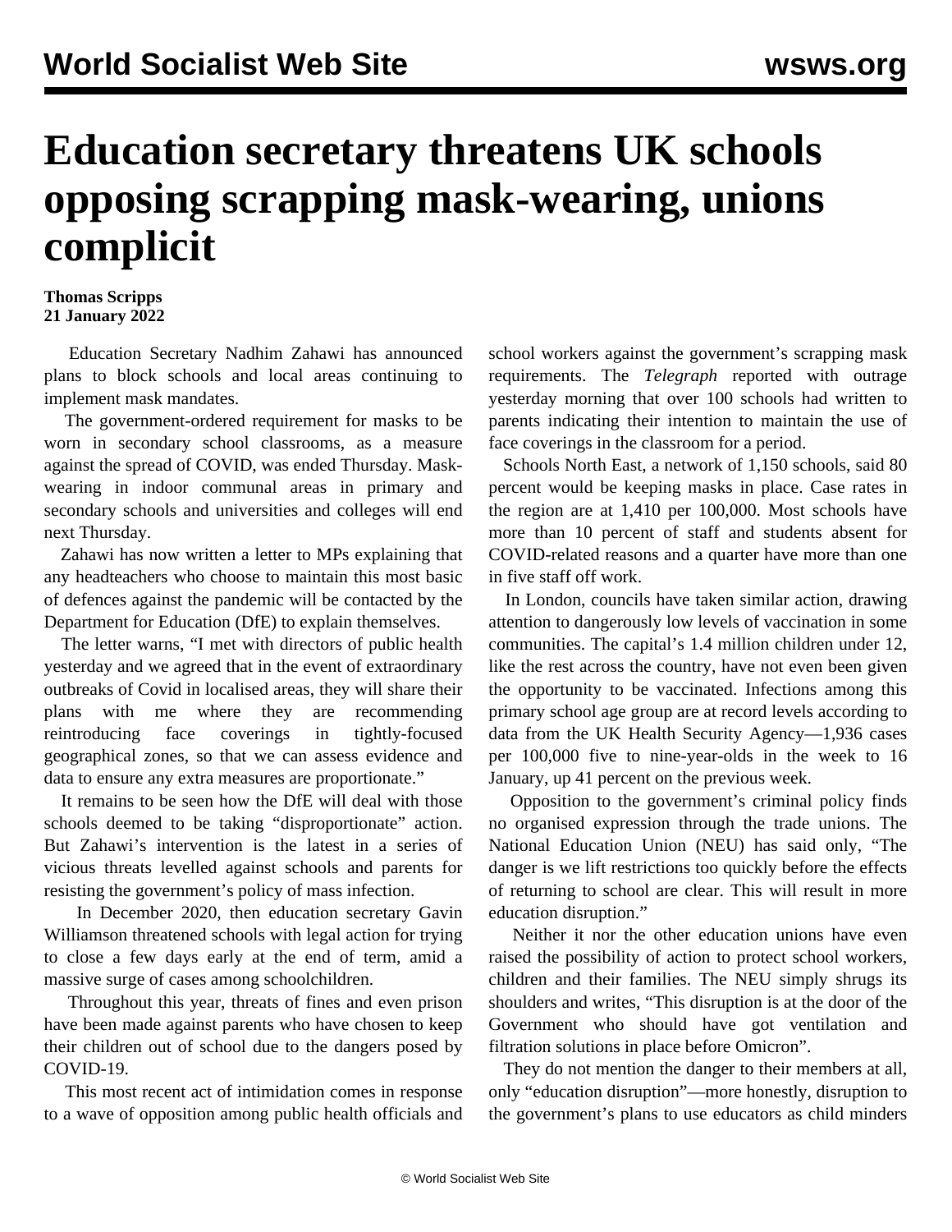# Education secretary threatens UK schools opposing scrapping mask-wearing, unions complicit

**Thomas Scripps**
**21 January 2022**

Education Secretary Nadhim Zahawi has announced plans to block schools and local areas continuing to implement mask mandates.

The government-ordered requirement for masks to be worn in secondary school classrooms, as a measure against the spread of COVID, was ended Thursday. Mask-wearing in indoor communal areas in primary and secondary schools and universities and colleges will end next Thursday.

Zahawi has now written a letter to MPs explaining that any headteachers who choose to maintain this most basic of defences against the pandemic will be contacted by the Department for Education (DfE) to explain themselves.

The letter warns, "I met with directors of public health yesterday and we agreed that in the event of extraordinary outbreaks of Covid in localised areas, they will share their plans with me where they are recommending reintroducing face coverings in tightly-focused geographical zones, so that we can assess evidence and data to ensure any extra measures are proportionate."

It remains to be seen how the DfE will deal with those schools deemed to be taking "disproportionate" action. But Zahawi's intervention is the latest in a series of vicious threats levelled against schools and parents for resisting the government's policy of mass infection.

In December 2020, then education secretary Gavin Williamson threatened schools with legal action for trying to close a few days early at the end of term, amid a massive surge of cases among schoolchildren.

Throughout this year, threats of fines and even prison have been made against parents who have chosen to keep their children out of school due to the dangers posed by COVID-19.

This most recent act of intimidation comes in response to a wave of opposition among public health officials and school workers against the government's scrapping mask requirements. The *Telegraph* reported with outrage yesterday morning that over 100 schools had written to parents indicating their intention to maintain the use of face coverings in the classroom for a period.

Schools North East, a network of 1,150 schools, said 80 percent would be keeping masks in place. Case rates in the region are at 1,410 per 100,000. Most schools have more than 10 percent of staff and students absent for COVID-related reasons and a quarter have more than one in five staff off work.

In London, councils have taken similar action, drawing attention to dangerously low levels of vaccination in some communities. The capital's 1.4 million children under 12, like the rest across the country, have not even been given the opportunity to be vaccinated. Infections among this primary school age group are at record levels according to data from the UK Health Security Agency—1,936 cases per 100,000 five to nine-year-olds in the week to 16 January, up 41 percent on the previous week.

Opposition to the government's criminal policy finds no organised expression through the trade unions. The National Education Union (NEU) has said only, "The danger is we lift restrictions too quickly before the effects of returning to school are clear. This will result in more education disruption."

Neither it nor the other education unions have even raised the possibility of action to protect school workers, children and their families. The NEU simply shrugs its shoulders and writes, "This disruption is at the door of the Government who should have got ventilation and filtration solutions in place before Omicron".

They do not mention the danger to their members at all, only "education disruption"—more honestly, disruption to the government's plans to use educators as child minders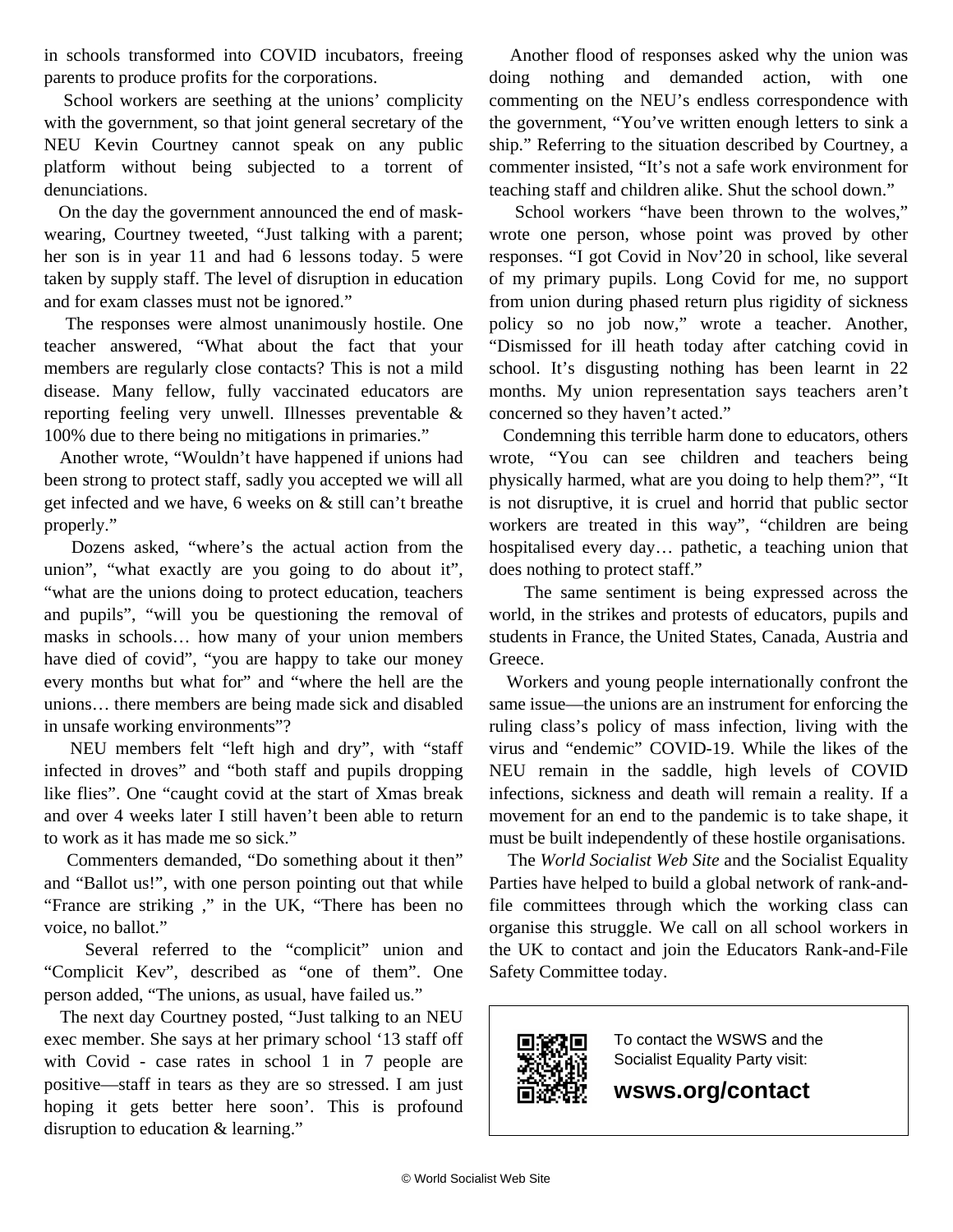in schools transformed into COVID incubators, freeing parents to produce profits for the corporations.

School workers are seething at the unions' complicity with the government, so that joint general secretary of the NEU Kevin Courtney cannot speak on any public platform without being subjected to a torrent of denunciations.

On the day the government announced the end of mask-wearing, Courtney tweeted, "Just talking with a parent; her son is in year 11 and had 6 lessons today. 5 were taken by supply staff. The level of disruption in education and for exam classes must not be ignored."

The responses were almost unanimously hostile. One teacher answered, "What about the fact that your members are regularly close contacts? This is not a mild disease. Many fellow, fully vaccinated educators are reporting feeling very unwell. Illnesses preventable & 100% due to there being no mitigations in primaries."

Another wrote, "Wouldn't have happened if unions had been strong to protect staff, sadly you accepted we will all get infected and we have, 6 weeks on & still can't breathe properly."

Dozens asked, "where's the actual action from the union", "what exactly are you going to do about it", "what are the unions doing to protect education, teachers and pupils", "will you be questioning the removal of masks in schools… how many of your union members have died of covid", "you are happy to take our money every months but what for" and "where the hell are the unions… there members are being made sick and disabled in unsafe working environments"?

NEU members felt "left high and dry", with "staff infected in droves" and "both staff and pupils dropping like flies". One "caught covid at the start of Xmas break and over 4 weeks later I still haven't been able to return to work as it has made me so sick."

Commenters demanded, "Do something about it then" and "Ballot us!", with one person pointing out that while "France are striking ," in the UK, "There has been no voice, no ballot."

Several referred to the "complicit" union and "Complicit Kev", described as "one of them". One person added, "The unions, as usual, have failed us."

The next day Courtney posted, "Just talking to an NEU exec member. She says at her primary school '13 staff off with Covid - case rates in school 1 in 7 people are positive—staff in tears as they are so stressed. I am just hoping it gets better here soon'. This is profound disruption to education & learning."

Another flood of responses asked why the union was doing nothing and demanded action, with one commenting on the NEU's endless correspondence with the government, "You've written enough letters to sink a ship." Referring to the situation described by Courtney, a commenter insisted, "It's not a safe work environment for teaching staff and children alike. Shut the school down."

School workers "have been thrown to the wolves," wrote one person, whose point was proved by other responses. "I got Covid in Nov'20 in school, like several of my primary pupils. Long Covid for me, no support from union during phased return plus rigidity of sickness policy so no job now," wrote a teacher. Another, "Dismissed for ill heath today after catching covid in school. It's disgusting nothing has been learnt in 22 months. My union representation says teachers aren't concerned so they haven't acted."

Condemning this terrible harm done to educators, others wrote, "You can see children and teachers being physically harmed, what are you doing to help them?", "It is not disruptive, it is cruel and horrid that public sector workers are treated in this way", "children are being hospitalised every day… pathetic, a teaching union that does nothing to protect staff."

The same sentiment is being expressed across the world, in the strikes and protests of educators, pupils and students in France, the United States, Canada, Austria and Greece.

Workers and young people internationally confront the same issue—the unions are an instrument for enforcing the ruling class's policy of mass infection, living with the virus and "endemic" COVID-19. While the likes of the NEU remain in the saddle, high levels of COVID infections, sickness and death will remain a reality. If a movement for an end to the pandemic is to take shape, it must be built independently of these hostile organisations.

The *World Socialist Web Site* and the Socialist Equality Parties have helped to build a global network of rank-and-file committees through which the working class can organise this struggle. We call on all school workers in the UK to contact and join the Educators Rank-and-File Safety Committee today.

To contact the WSWS and the Socialist Equality Party visit:

**wsws.org/contact**